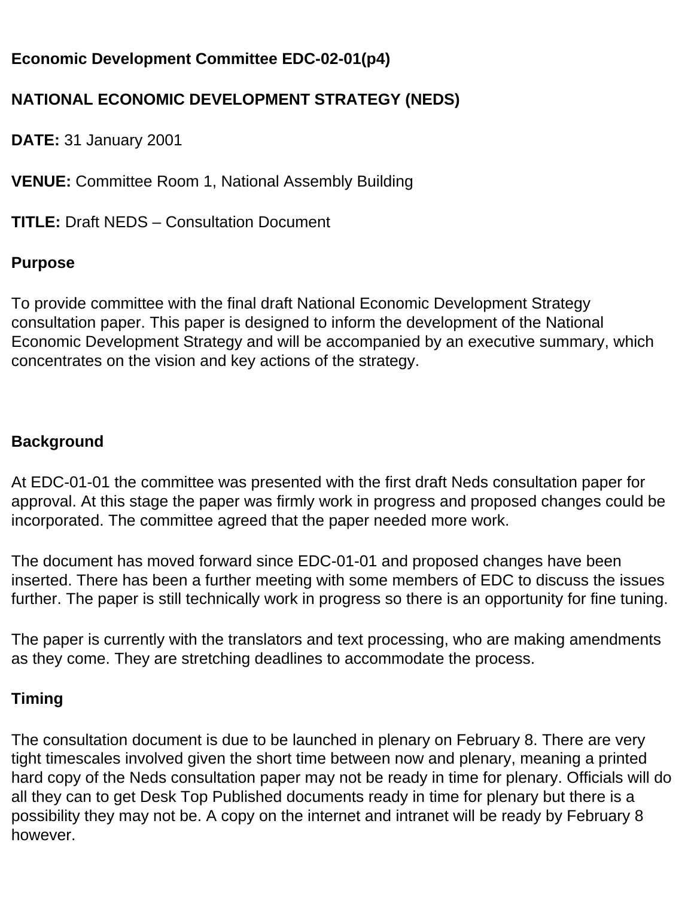**Economic Development Committee EDC-02-01(p4)**

**NATIONAL ECONOMIC DEVELOPMENT STRATEGY (NEDS)**

**DATE:** 31 January 2001

**VENUE:** Committee Room 1, National Assembly Building

**TITLE:** Draft NEDS – Consultation Document

**Purpose**

To provide committee with the final draft National Economic Development Strategy consultation paper. This paper is designed to inform the development of the National Economic Development Strategy and will be accompanied by an executive summary, which concentrates on the vision and key actions of the strategy.

**Background**

At EDC-01-01 the committee was presented with the first draft Neds consultation paper for approval. At this stage the paper was firmly work in progress and proposed changes could be incorporated. The committee agreed that the paper needed more work.

The document has moved forward since EDC-01-01 and proposed changes have been inserted. There has been a further meeting with some members of EDC to discuss the issues further. The paper is still technically work in progress so there is an opportunity for fine tuning.

The paper is currently with the translators and text processing, who are making amendments as they come. They are stretching deadlines to accommodate the process.

**Timing**

The consultation document is due to be launched in plenary on February 8. There are very tight timescales involved given the short time between now and plenary, meaning a printed hard copy of the Neds consultation paper may not be ready in time for plenary. Officials will do all they can to get Desk Top Published documents ready in time for plenary but there is a possibility they may not be. A copy on the internet and intranet will be ready by February 8 however.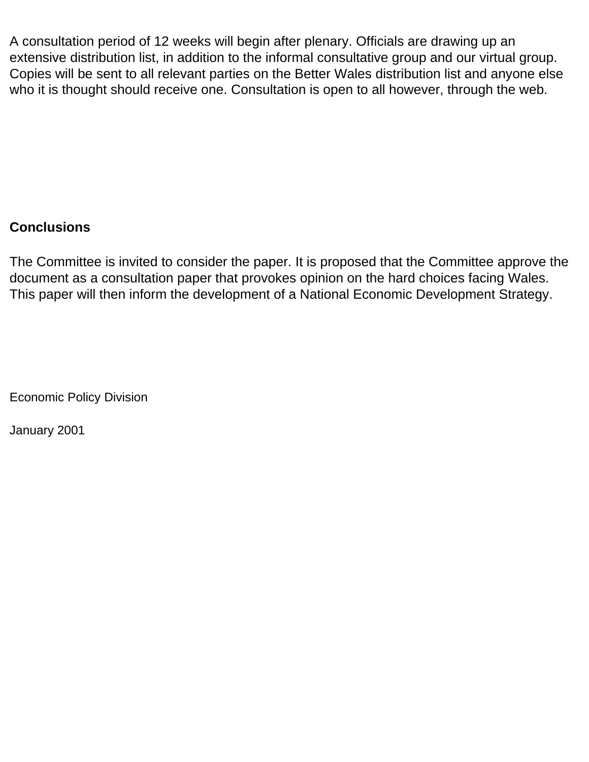A consultation period of 12 weeks will begin after plenary. Officials are drawing up an extensive distribution list, in addition to the informal consultative group and our virtual group. Copies will be sent to all relevant parties on the Better Wales distribution list and anyone else who it is thought should receive one. Consultation is open to all however, through the web.

**Conclusions**

The Committee is invited to consider the paper. It is proposed that the Committee approve the document as a consultation paper that provokes opinion on the hard choices facing Wales. This paper will then inform the development of a National Economic Development Strategy.

Economic Policy Division

January 2001